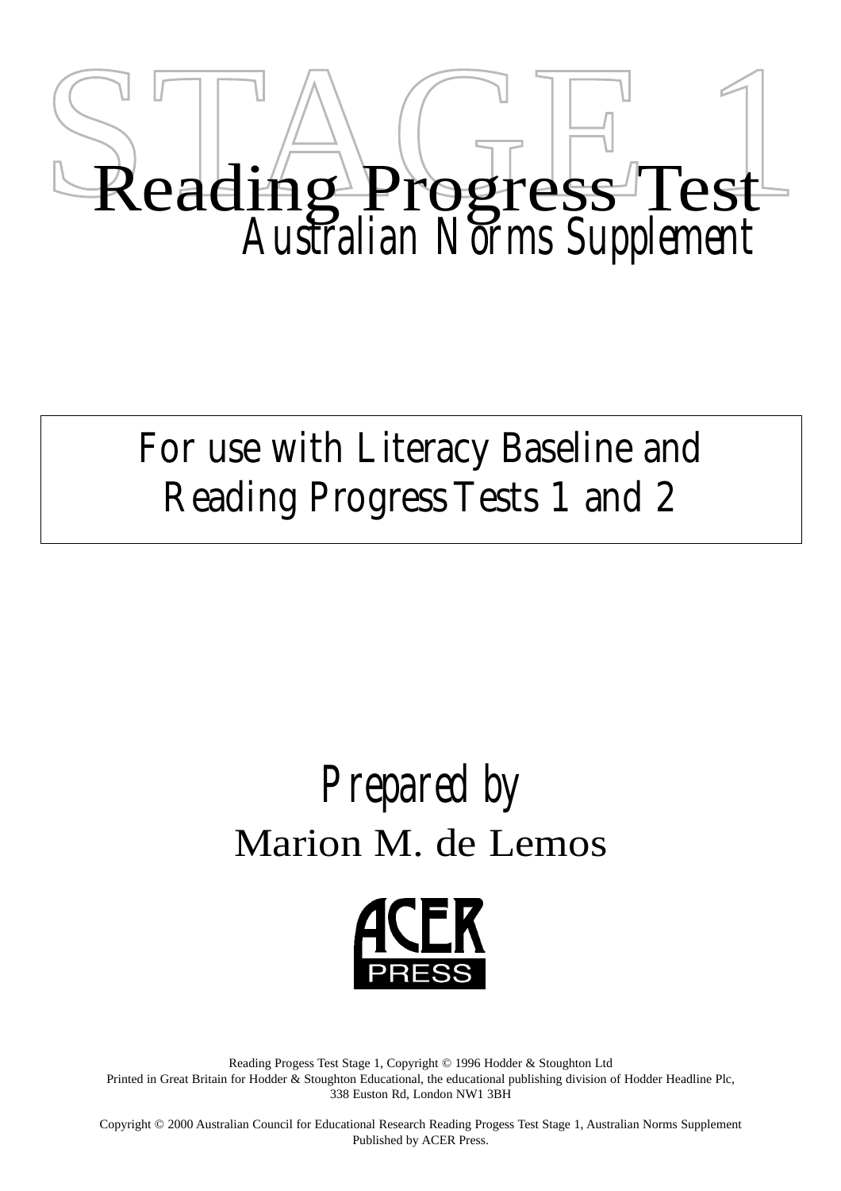# STAGE 1

# Reading Progress Test

## *Australian Norms Supplement*

For use with Literacy Baseline and Reading Progress Tests 1 and 2

*Prepared by*

Marion M. de Lemos

ACER PRESS

Reading Progess Test Stage 1, Copyright © 1996 Hodder & Stoughton Ltd
Printed in Great Britain for Hodder & Stoughton Educational, the educational publishing division of Hodder Headline Plc, 338 Euston Rd, London NW1 3BH

Copyright © 2000 Australian Council for Educational Research Reading Progess Test Stage 1, Australian Norms Supplement
Published by ACER Press.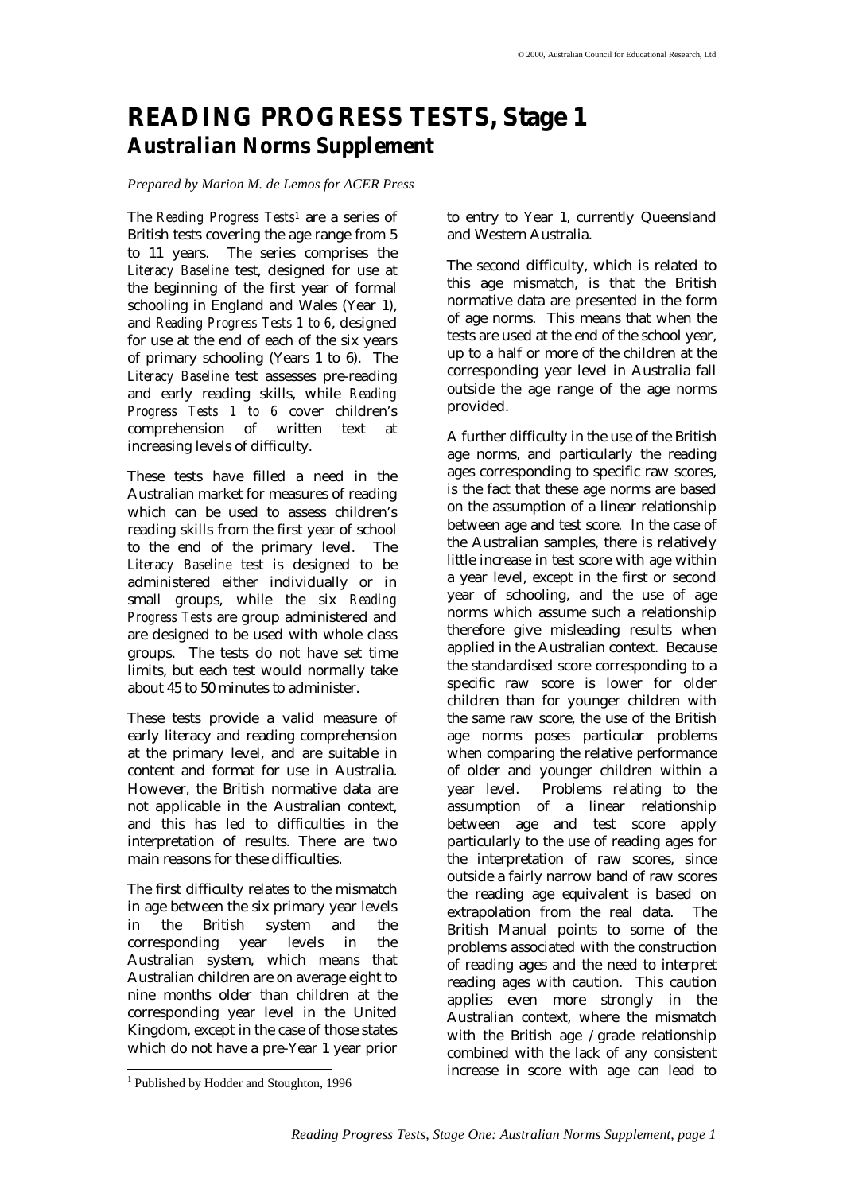# READING PROGRESS TESTS, Stage 1

## *Australian Norms Supplement*

*Prepared by Marion M. de Lemos for ACER Press*

The *Reading Progress Tests*[1] are a series of British tests covering the age range from 5 to 11 years. The series comprises the *Literacy Baseline* test, designed for use at the beginning of the first year of formal schooling in England and Wales (Year 1), and *Reading Progress Tests 1 to 6*, designed for use at the end of each of the six years of primary schooling (Years 1 to 6). The *Literacy Baseline* test assesses pre-reading and early reading skills, while *Reading Progress Tests 1 to 6* cover children's comprehension of written text at increasing levels of difficulty.

These tests have filled a need in the Australian market for measures of reading which can be used to assess children's reading skills from the first year of school to the end of the primary level. The *Literacy Baseline* test is designed to be administered either individually or in small groups, while the six *Reading Progress Tests* are group administered and are designed to be used with whole class groups. The tests do not have set time limits, but each test would normally take about 45 to 50 minutes to administer.

These tests provide a valid measure of early literacy and reading comprehension at the primary level, and are suitable in content and format for use in Australia. However, the British normative data are not applicable in the Australian context, and this has led to difficulties in the interpretation of results. There are two main reasons for these difficulties.

The first difficulty relates to the mismatch in age between the six primary year levels in the British system and the corresponding year levels in the Australian system, which means that Australian children are on average eight to nine months older than children at the corresponding year level in the United Kingdom, except in the case of those states which do not have a pre-Year 1 year prior to entry to Year 1, currently Queensland and Western Australia.

The second difficulty, which is related to this age mismatch, is that the British normative data are presented in the form of age norms. This means that when the tests are used at the end of the school year, up to a half or more of the children at the corresponding year level in Australia fall outside the age range of the age norms provided.

A further difficulty in the use of the British age norms, and particularly the reading ages corresponding to specific raw scores, is the fact that these age norms are based on the assumption of a linear relationship between age and test score. In the case of the Australian samples, there is relatively little increase in test score with age within a year level, except in the first or second year of schooling, and the use of age norms which assume such a relationship therefore give misleading results when applied in the Australian context. Because the standardised score corresponding to a specific raw score is lower for older children than for younger children with the same raw score, the use of the British age norms poses particular problems when comparing the relative performance of older and younger children within a year level. Problems relating to the assumption of a linear relationship between age and test score apply particularly to the use of reading ages for the interpretation of raw scores, since outside a fairly narrow band of raw scores the reading age equivalent is based on extrapolation from the real data. The British Manual points to some of the problems associated with the construction of reading ages and the need to interpret reading ages with caution. This caution applies even more strongly in the Australian context, where the mismatch with the British age / grade relationship combined with the lack of any consistent increase in score with age can lead to

[1] Published by Hodder and Stoughton, 1996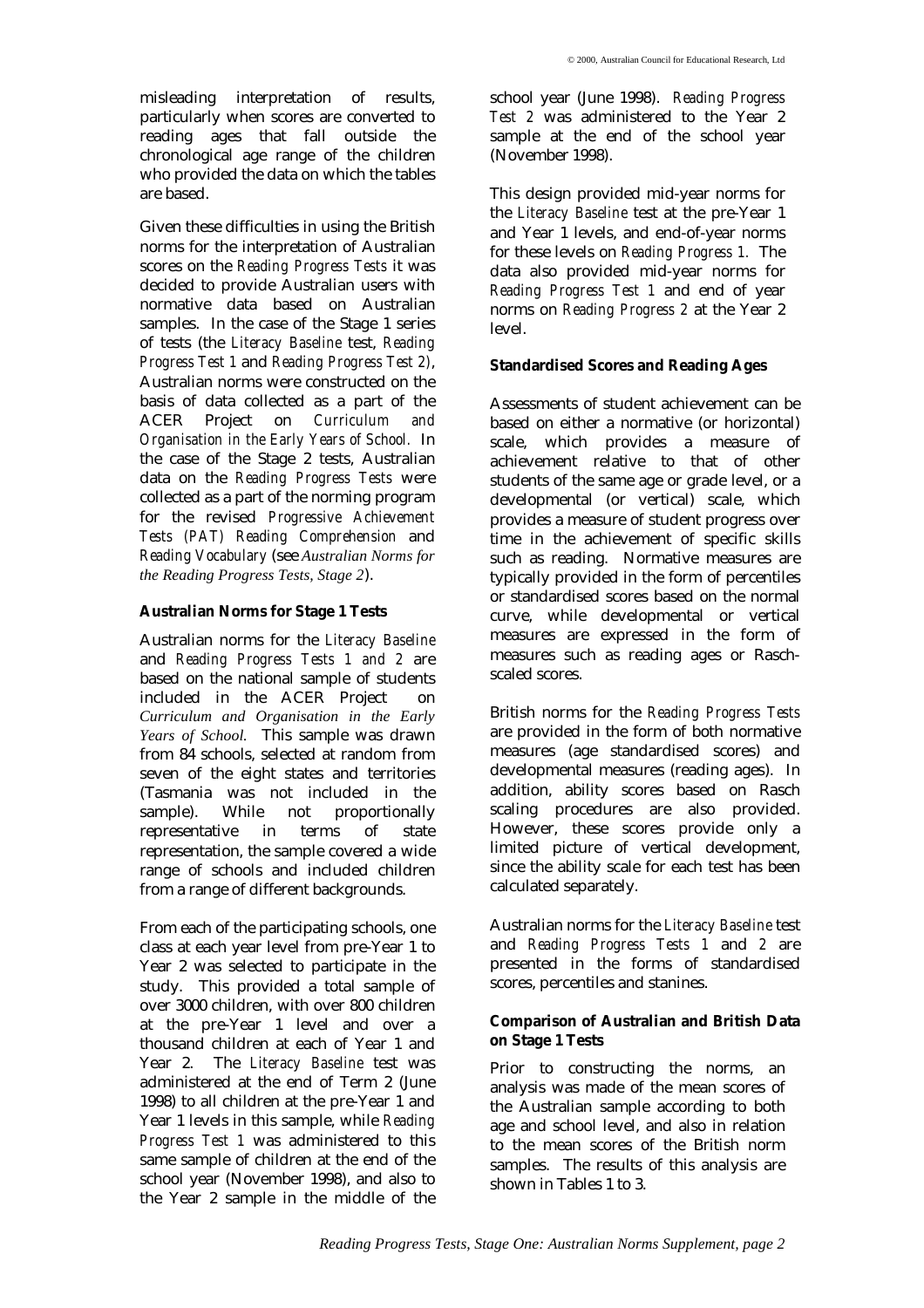misleading interpretation of results, particularly when scores are converted to reading ages that fall outside the chronological age range of the children who provided the data on which the tables are based.

Given these difficulties in using the British norms for the interpretation of Australian scores on the *Reading Progress Tests* it was decided to provide Australian users with normative data based on Australian samples. In the case of the Stage 1 series of tests (the *Literacy Baseline* test, *Reading Progress Test 1* and *Reading Progress Test 2*), Australian norms were constructed on the basis of data collected as a part of the ACER Project on *Curriculum and Organisation in the Early Years of School*. In the case of the Stage 2 tests, Australian data on the *Reading Progress Tests* were collected as a part of the norming program for the revised *Progressive Achievement Tests (PAT) Reading Comprehension* and *Reading Vocabulary* (see *Australian Norms for the Reading Progress Tests, Stage 2*).

**Australian Norms for Stage 1 Tests**

Australian norms for the *Literacy Baseline* and *Reading Progress Tests 1 and 2* are based on the national sample of students included in the ACER Project on *Curriculum and Organisation in the Early Years of School.* This sample was drawn from 84 schools, selected at random from seven of the eight states and territories (Tasmania was not included in the sample). While not proportionally representative in terms of state representation, the sample covered a wide range of schools and included children from a range of different backgrounds.

From each of the participating schools, one class at each year level from pre-Year 1 to Year 2 was selected to participate in the study. This provided a total sample of over 3000 children, with over 800 children at the pre-Year 1 level and over a thousand children at each of Year 1 and Year 2. The *Literacy Baseline* test was administered at the end of Term 2 (June 1998) to all children at the pre-Year 1 and Year 1 levels in this sample, while *Reading Progress Test 1* was administered to this same sample of children at the end of the school year (November 1998), and also to the Year 2 sample in the middle of the school year (June 1998). *Reading Progress Test 2* was administered to the Year 2 sample at the end of the school year (November 1998).

This design provided mid-year norms for the *Literacy Baseline* test at the pre-Year 1 and Year 1 levels, and end-of-year norms for these levels on *Reading Progress 1*. The data also provided mid-year norms for *Reading Progress Test 1* and end of year norms on *Reading Progress 2* at the Year 2 level.

**Standardised Scores and Reading Ages**

Assessments of student achievement can be based on either a normative (or horizontal) scale, which provides a measure of achievement relative to that of other students of the same age or grade level, or a developmental (or vertical) scale, which provides a measure of student progress over time in the achievement of specific skills such as reading. Normative measures are typically provided in the form of percentiles or standardised scores based on the normal curve, while developmental or vertical measures are expressed in the form of measures such as reading ages or Rasch-scaled scores.

British norms for the *Reading Progress Tests* are provided in the form of both normative measures (age standardised scores) and developmental measures (reading ages). In addition, ability scores based on Rasch scaling procedures are also provided. However, these scores provide only a limited picture of vertical development, since the ability scale for each test has been calculated separately.

Australian norms for the *Literacy Baseline* test and *Reading Progress Tests 1* and *2* are presented in the forms of standardised scores, percentiles and stanines.

**Comparison of Australian and British Data on Stage 1 Tests**

Prior to constructing the norms, an analysis was made of the mean scores of the Australian sample according to both age and school level, and also in relation to the mean scores of the British norm samples. The results of this analysis are shown in Tables 1 to 3.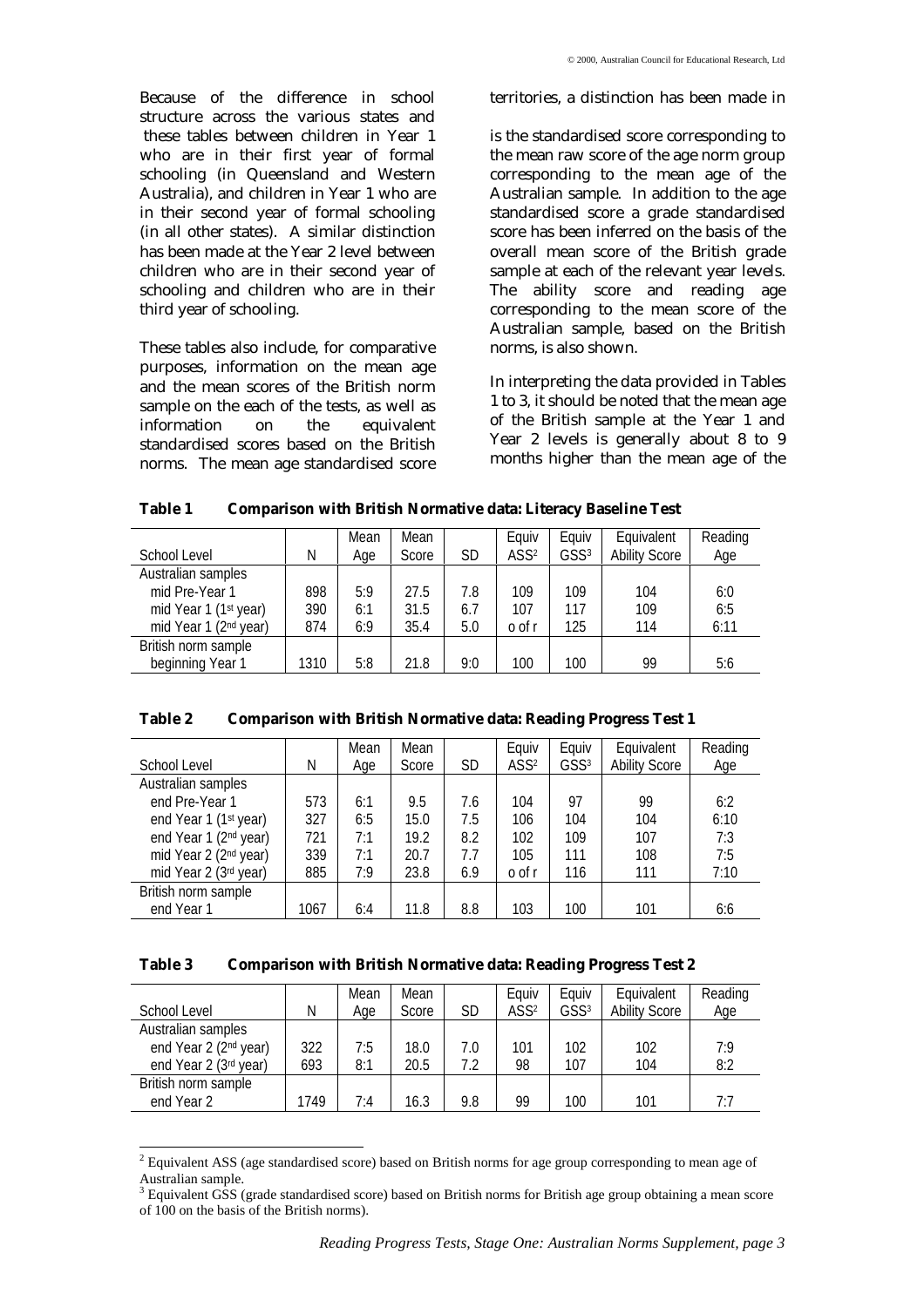Because of the difference in school structure across the various states and territories, a distinction has been made in these tables between children in Year 1 who are in their first year of formal schooling (in Queensland and Western Australia), and children in Year 1 who are in their second year of formal schooling (in all other states). A similar distinction has been made at the Year 2 level between children who are in their second year of schooling and children who are in their third year of schooling.

These tables also include, for comparative purposes, information on the mean age and the mean scores of the British norm sample on the each of the tests, as well as information on the equivalent standardised scores based on the British norms. The mean age standardised score is the standardised score corresponding to the mean raw score of the age norm group corresponding to the mean age of the Australian sample. In addition to the age standardised score a grade standardised score has been inferred on the basis of the overall mean score of the British grade sample at each of the relevant year levels. The ability score and reading age corresponding to the mean score of the Australian sample, based on the British norms, is also shown.

In interpreting the data provided in Tables 1 to 3, it should be noted that the mean age of the British sample at the Year 1 and Year 2 levels is generally about 8 to 9 months higher than the mean age of the

**Table 1 Comparison with British Normative data: Literacy Baseline Test**

| School Level | N | Mean Age | Mean Score | SD | Equiv ASS[2] | Equiv GSS[3] | Equivalent Ability Score | Reading Age |
|---|---|---|---|---|---|---|---|---|
| Australian samples | | | | | | | | |
| mid Pre-Year 1 | 898 | 5:9 | 27.5 | 7.8 | 109 | 109 | 104 | 6:0 |
| mid Year 1 (1st year) | 390 | 6:1 | 31.5 | 6.7 | 107 | 117 | 109 | 6:5 |
| mid Year 1 (2nd year) | 874 | 6:9 | 35.4 | 5.0 | o of r | 125 | 114 | 6:11 |
| British norm sample | | | | | | | | |
| beginning Year 1 | 1310 | 5:8 | 21.8 | 9:0 | 100 | 100 | 99 | 5:6 |

**Table 2 Comparison with British Normative data: Reading Progress Test 1**

| School Level | N | Mean Age | Mean Score | SD | Equiv ASS[2] | Equiv GSS[3] | Equivalent Ability Score | Reading Age |
|---|---|---|---|---|---|---|---|---|
| Australian samples | | | | | | | | |
| end Pre-Year 1 | 573 | 6:1 | 9.5 | 7.6 | 104 | 97 | 99 | 6:2 |
| end Year 1 (1st year) | 327 | 6:5 | 15.0 | 7.5 | 106 | 104 | 104 | 6:10 |
| end Year 1 (2nd year) | 721 | 7:1 | 19.2 | 8.2 | 102 | 109 | 107 | 7:3 |
| mid Year 2 (2nd year) | 339 | 7:1 | 20.7 | 7.7 | 105 | 111 | 108 | 7:5 |
| mid Year 2 (3rd year) | 885 | 7:9 | 23.8 | 6.9 | o of r | 116 | 111 | 7:10 |
| British norm sample | | | | | | | | |
| end Year 1 | 1067 | 6:4 | 11.8 | 8.8 | 103 | 100 | 101 | 6:6 |

**Table 3 Comparison with British Normative data: Reading Progress Test 2**

| School Level | N | Mean Age | Mean Score | SD | Equiv ASS[2] | Equiv GSS[3] | Equivalent Ability Score | Reading Age |
|---|---|---|---|---|---|---|---|---|
| Australian samples | | | | | | | | |
| end Year 2 (2nd year) | 322 | 7:5 | 18.0 | 7.0 | 101 | 102 | 102 | 7:9 |
| end Year 2 (3rd year) | 693 | 8:1 | 20.5 | 7.2 | 98 | 107 | 104 | 8:2 |
| British norm sample | | | | | | | | |
| end Year 2 | 1749 | 7:4 | 16.3 | 9.8 | 99 | 100 | 101 | 7:7 |

[2] Equivalent ASS (age standardised score) based on British norms for age group corresponding to mean age of Australian sample.

[3] Equivalent GSS (grade standardised score) based on British norms for British age group obtaining a mean score of 100 on the basis of the British norms).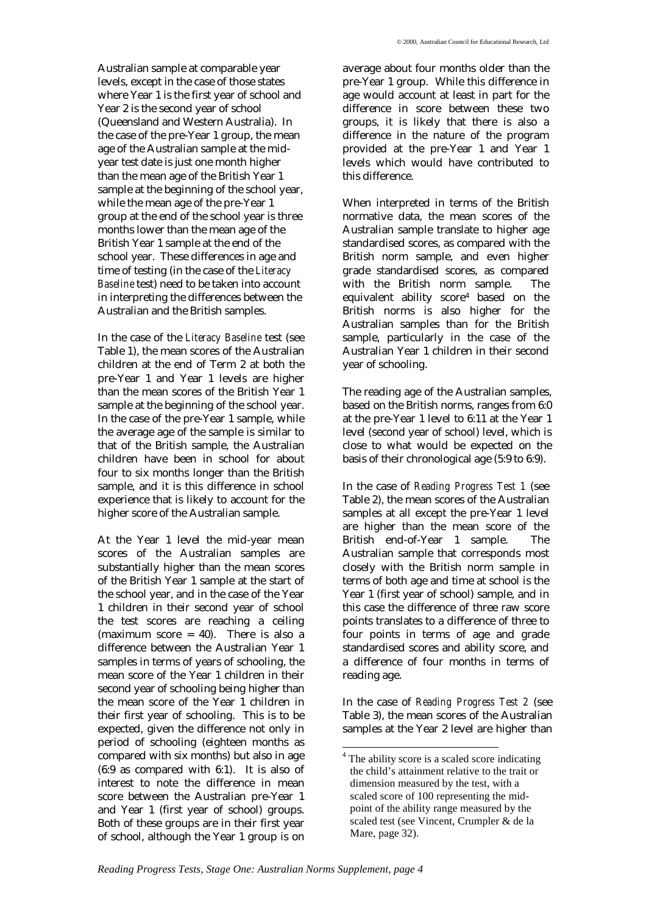Australian sample at comparable year levels, except in the case of those states where Year 1 is the first year of school and Year 2 is the second year of school (Queensland and Western Australia). In the case of the pre-Year 1 group, the mean age of the Australian sample at the mid-year test date is just one month higher than the mean age of the British Year 1 sample at the beginning of the school year, while the mean age of the pre-Year 1 group at the end of the school year is three months lower than the mean age of the British Year 1 sample at the end of the school year. These differences in age and time of testing (in the case of the *Literacy Baseline* test) need to be taken into account in interpreting the differences between the Australian and the British samples.

In the case of the *Literacy Baseline* test (see Table 1), the mean scores of the Australian children at the end of Term 2 at both the pre-Year 1 and Year 1 levels are higher than the mean scores of the British Year 1 sample at the beginning of the school year. In the case of the pre-Year 1 sample, while the average age of the sample is similar to that of the British sample, the Australian children have been in school for about four to six months longer than the British sample, and it is this difference in school experience that is likely to account for the higher score of the Australian sample.

At the Year 1 level the mid-year mean scores of the Australian samples are substantially higher than the mean scores of the British Year 1 sample at the start of the school year, and in the case of the Year 1 children in their second year of school the test scores are reaching a ceiling (maximum score = 40). There is also a difference between the Australian Year 1 samples in terms of years of schooling, the mean score of the Year 1 children in their second year of schooling being higher than the mean score of the Year 1 children in their first year of schooling. This is to be expected, given the difference not only in period of schooling (eighteen months as compared with six months) but also in age (6:9 as compared with 6:1). It is also of interest to note the difference in mean score between the Australian pre-Year 1 and Year 1 (first year of school) groups. Both of these groups are in their first year of school, although the Year 1 group is on average about four months older than the pre-Year 1 group. While this difference in age would account at least in part for the difference in score between these two groups, it is likely that there is also a difference in the nature of the program provided at the pre-Year 1 and Year 1 levels which would have contributed to this difference.

When interpreted in terms of the British normative data, the mean scores of the Australian sample translate to higher age standardised scores, as compared with the British norm sample, and even higher grade standardised scores, as compared with the British norm sample. The equivalent ability score[4] based on the British norms is also higher for the Australian samples than for the British sample, particularly in the case of the Australian Year 1 children in their second year of schooling.

The reading age of the Australian samples, based on the British norms, ranges from 6:0 at the pre-Year 1 level to 6:11 at the Year 1 level (second year of school) level, which is close to what would be expected on the basis of their chronological age (5:9 to 6:9).

In the case of *Reading Progress Test 1* (see Table 2), the mean scores of the Australian samples at all except the pre-Year 1 level are higher than the mean score of the British end-of-Year 1 sample. The Australian sample that corresponds most closely with the British norm sample in terms of both age and time at school is the Year 1 (first year of school) sample, and in this case the difference of three raw score points translates to a difference of three to four points in terms of age and grade standardised scores and ability score, and a difference of four months in terms of reading age.

In the case of *Reading Progress Test 2* (see Table 3), the mean scores of the Australian samples at the Year 2 level are higher than

[4] The ability score is a scaled score indicating the child's attainment relative to the trait or dimension measured by the test, with a scaled score of 100 representing the mid-point of the ability range measured by the scaled test (see Vincent, Crumpler & de la Mare, page 32).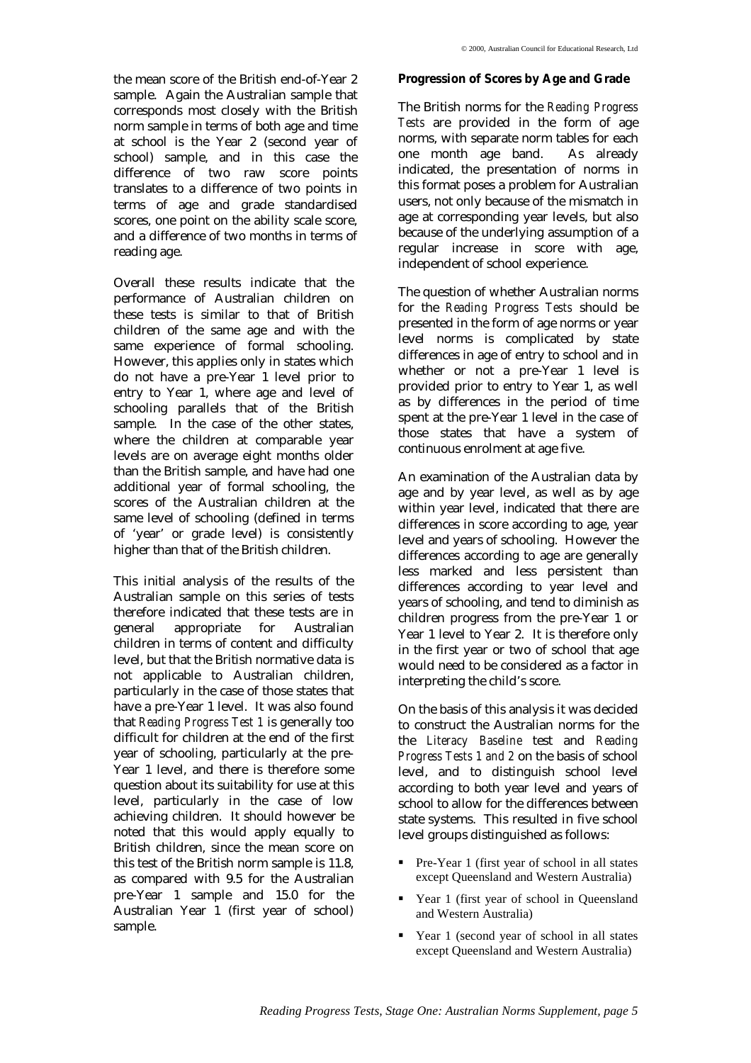the mean score of the British end-of-Year 2 sample. Again the Australian sample that corresponds most closely with the British norm sample in terms of both age and time at school is the Year 2 (second year of school) sample, and in this case the difference of two raw score points translates to a difference of two points in terms of age and grade standardised scores, one point on the ability scale score, and a difference of two months in terms of reading age.

Overall these results indicate that the performance of Australian children on these tests is similar to that of British children of the same age and with the same experience of formal schooling. However, this applies only in states which do not have a pre-Year 1 level prior to entry to Year 1, where age and level of schooling parallels that of the British sample. In the case of the other states, where the children at comparable year levels are on average eight months older than the British sample, and have had one additional year of formal schooling, the scores of the Australian children at the same level of schooling (defined in terms of 'year' or grade level) is consistently higher than that of the British children.

This initial analysis of the results of the Australian sample on this series of tests therefore indicated that these tests are in general appropriate for Australian children in terms of content and difficulty level, but that the British normative data is not applicable to Australian children, particularly in the case of those states that have a pre-Year 1 level. It was also found that *Reading Progress Test 1* is generally too difficult for children at the end of the first year of schooling, particularly at the pre-Year 1 level, and there is therefore some question about its suitability for use at this level, particularly in the case of low achieving children. It should however be noted that this would apply equally to British children, since the mean score on this test of the British norm sample is 11.8, as compared with 9.5 for the Australian pre-Year 1 sample and 15.0 for the Australian Year 1 (first year of school) sample.

**Progression of Scores by Age and Grade**

The British norms for the *Reading Progress Tests* are provided in the form of age norms, with separate norm tables for each one month age band. As already indicated, the presentation of norms in this format poses a problem for Australian users, not only because of the mismatch in age at corresponding year levels, but also because of the underlying assumption of a regular increase in score with age, independent of school experience.

The question of whether Australian norms for the *Reading Progress Tests* should be presented in the form of age norms or year level norms is complicated by state differences in age of entry to school and in whether or not a pre-Year 1 level is provided prior to entry to Year 1, as well as by differences in the period of time spent at the pre-Year 1 level in the case of those states that have a system of continuous enrolment at age five.

An examination of the Australian data by age and by year level, as well as by age within year level, indicated that there are differences in score according to age, year level and years of schooling. However the differences according to age are generally less marked and less persistent than differences according to year level and years of schooling, and tend to diminish as children progress from the pre-Year 1 or Year 1 level to Year 2. It is therefore only in the first year or two of school that age would need to be considered as a factor in interpreting the child's score.

On the basis of this analysis it was decided to construct the Australian norms for the the *Literacy Baseline* test and *Reading Progress Tests 1 and 2* on the basis of school level, and to distinguish school level according to both year level and years of school to allow for the differences between state systems. This resulted in five school level groups distinguished as follows:

- Pre-Year 1 (first year of school in all states except Queensland and Western Australia)
- Year 1 (first year of school in Queensland and Western Australia)
- Year 1 (second year of school in all states except Queensland and Western Australia)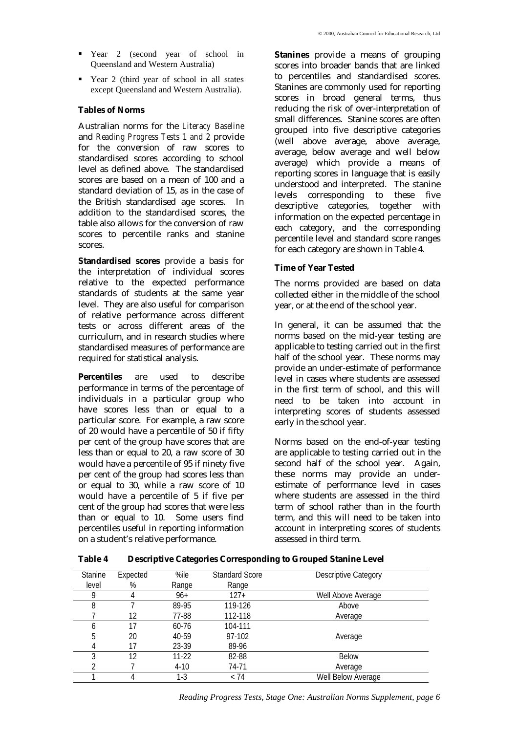- Year 2 (second year of school in Queensland and Western Australia)
- Year 2 (third year of school in all states except Queensland and Western Australia).

**Tables of Norms**

Australian norms for the *Literacy Baseline* and *Reading Progress Tests 1 and 2* provide for the conversion of raw scores to standardised scores according to school level as defined above. The standardised scores are based on a mean of 100 and a standard deviation of 15, as in the case of the British standardised age scores. In addition to the standardised scores, the table also allows for the conversion of raw scores to percentile ranks and stanine scores.

**Standardised scores** provide a basis for the interpretation of individual scores relative to the expected performance standards of students at the same year level. They are also useful for comparison of relative performance across different tests or across different areas of the curriculum, and in research studies where standardised measures of performance are required for statistical analysis.

**Percentiles** are used to describe performance in terms of the percentage of individuals in a particular group who have scores less than or equal to a particular score. For example, a raw score of 20 would have a percentile of 50 if fifty per cent of the group have scores that are less than or equal to 20, a raw score of 30 would have a percentile of 95 if ninety five per cent of the group had scores less than or equal to 30, while a raw score of 10 would have a percentile of 5 if five per cent of the group had scores that were less than or equal to 10. Some users find percentiles useful in reporting information on a student's relative performance.

**Stanines** provide a means of grouping scores into broader bands that are linked to percentiles and standardised scores. Stanines are commonly used for reporting scores in broad general terms, thus reducing the risk of over-interpretation of small differences. Stanine scores are often grouped into five descriptive categories (well above average, above average, average, below average and well below average) which provide a means of reporting scores in language that is easily understood and interpreted. The stanine levels corresponding to these five descriptive categories, together with information on the expected percentage in each category, and the corresponding percentile level and standard score ranges for each category are shown in Table 4.

**Time of Year Tested**

The norms provided are based on data collected either in the middle of the school year, or at the end of the school year.

In general, it can be assumed that the norms based on the mid-year testing are applicable to testing carried out in the first half of the school year. These norms may provide an under-estimate of performance level in cases where students are assessed in the first term of school, and this will need to be taken into account in interpreting scores of students assessed early in the school year.

Norms based on the end-of-year testing are applicable to testing carried out in the second half of the school year. Again, these norms may provide an under-estimate of performance level in cases where students are assessed in the third term of school rather than in the fourth term, and this will need to be taken into account in interpreting scores of students assessed in third term.

**Table 4 Descriptive Categories Corresponding to Grouped Stanine Level**

| Stanine level | Expected % | %ile Range | Standard Score Range | Descriptive Category |
|---|---|---|---|---|
| 9 | 4 | 96+ | 127+ | Well Above Average |
| 8 | 7 | 89-95 | 119-126 | Above |
| 7 | 12 | 77-88 | 112-118 | Average |
| 6 | 17 | 60-76 | 104-111 | |
| 5 | 20 | 40-59 | 97-102 | Average |
| 4 | 17 | 23-39 | 89-96 | |
| 3 | 12 | 11-22 | 82-88 | Below |
| 2 | 7 | 4-10 | 74-71 | Average |
| 1 | 4 | 1-3 | < 74 | Well Below Average |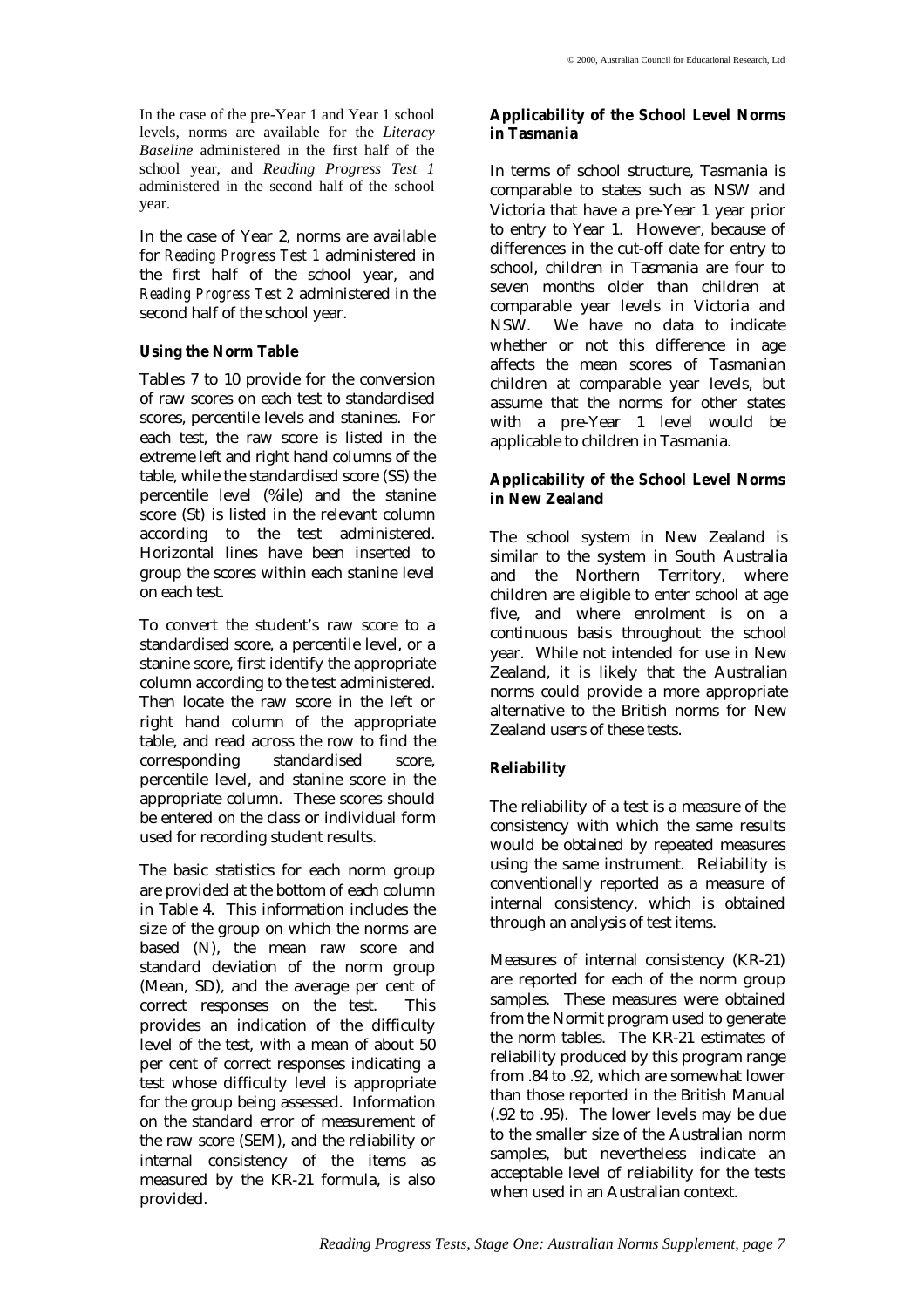In the case of the pre-Year 1 and Year 1 school levels, norms are available for the *Literacy Baseline* administered in the first half of the school year, and *Reading Progress Test 1* administered in the second half of the school year.

In the case of Year 2, norms are available for *Reading Progress Test 1* administered in the first half of the school year, and *Reading Progress Test 2* administered in the second half of the school year.

**Using the Norm Table**

Tables 7 to 10 provide for the conversion of raw scores on each test to standardised scores, percentile levels and stanines. For each test, the raw score is listed in the extreme left and right hand columns of the table, while the standardised score (SS) the percentile level (%ile) and the stanine score (St) is listed in the relevant column according to the test administered. Horizontal lines have been inserted to group the scores within each stanine level on each test.

To convert the student's raw score to a standardised score, a percentile level, or a stanine score, first identify the appropriate column according to the test administered. Then locate the raw score in the left or right hand column of the appropriate table, and read across the row to find the corresponding standardised score, percentile level, and stanine score in the appropriate column. These scores should be entered on the class or individual form used for recording student results.

The basic statistics for each norm group are provided at the bottom of each column in Table 4. This information includes the size of the group on which the norms are based (N), the mean raw score and standard deviation of the norm group (Mean, SD), and the average per cent of correct responses on the test. This provides an indication of the difficulty level of the test, with a mean of about 50 per cent of correct responses indicating a test whose difficulty level is appropriate for the group being assessed. Information on the standard error of measurement of the raw score (SEM), and the reliability or internal consistency of the items as measured by the KR-21 formula, is also provided.

**Applicability of the School Level Norms in Tasmania**

In terms of school structure, Tasmania is comparable to states such as NSW and Victoria that have a pre-Year 1 year prior to entry to Year 1. However, because of differences in the cut-off date for entry to school, children in Tasmania are four to seven months older than children at comparable year levels in Victoria and NSW. We have no data to indicate whether or not this difference in age affects the mean scores of Tasmanian children at comparable year levels, but assume that the norms for other states with a pre-Year 1 level would be applicable to children in Tasmania.

**Applicability of the School Level Norms in New Zealand**

The school system in New Zealand is similar to the system in South Australia and the Northern Territory, where children are eligible to enter school at age five, and where enrolment is on a continuous basis throughout the school year. While not intended for use in New Zealand, it is likely that the Australian norms could provide a more appropriate alternative to the British norms for New Zealand users of these tests.

**Reliability**

The reliability of a test is a measure of the consistency with which the same results would be obtained by repeated measures using the same instrument. Reliability is conventionally reported as a measure of internal consistency, which is obtained through an analysis of test items.

Measures of internal consistency (KR-21) are reported for each of the norm group samples. These measures were obtained from the Normit program used to generate the norm tables. The KR-21 estimates of reliability produced by this program range from .84 to .92, which are somewhat lower than those reported in the British Manual (.92 to .95). The lower levels may be due to the smaller size of the Australian norm samples, but nevertheless indicate an acceptable level of reliability for the tests when used in an Australian context.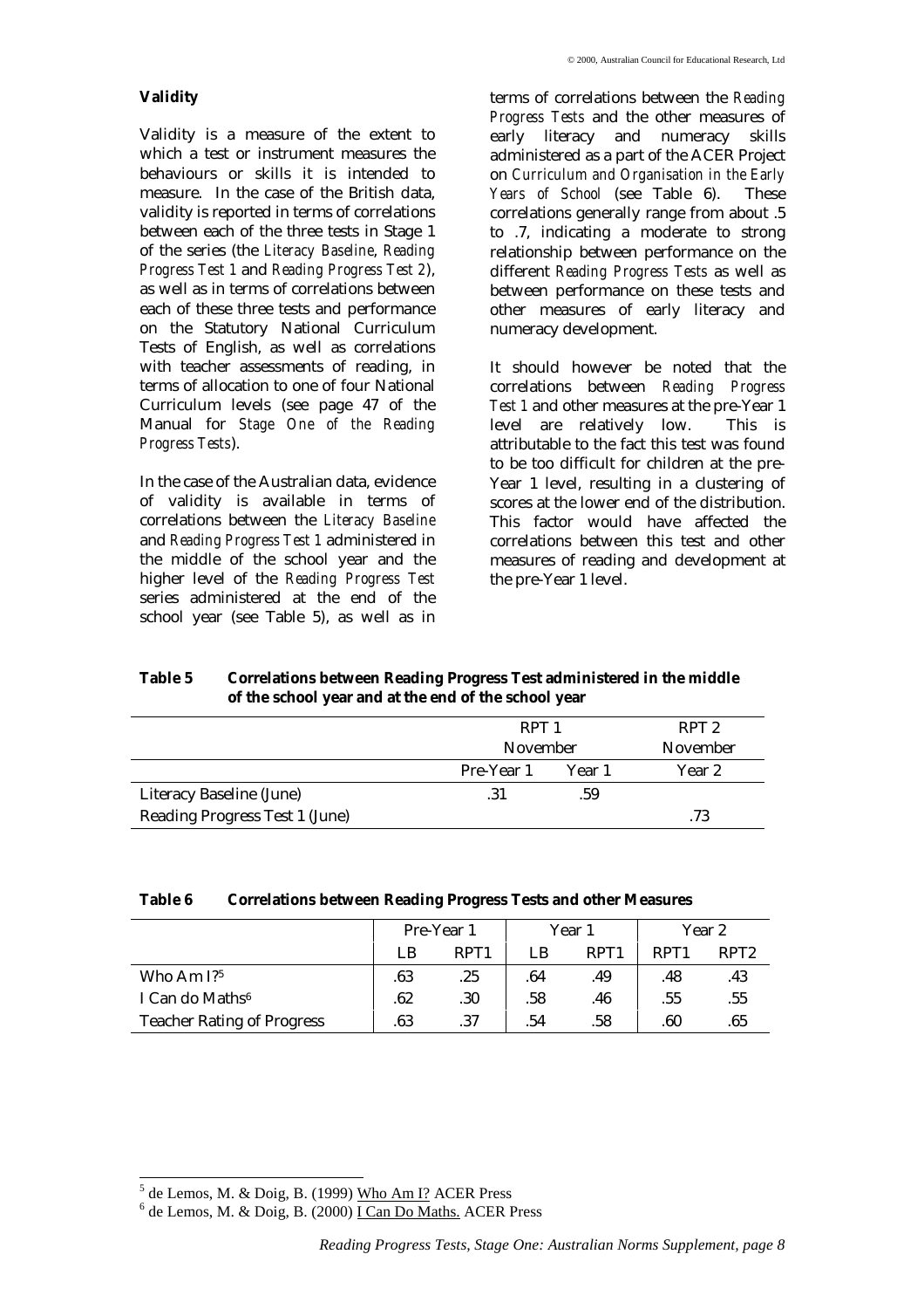**Validity**

Validity is a measure of the extent to which a test or instrument measures the behaviours or skills it is intended to measure. In the case of the British data, validity is reported in terms of correlations between each of the three tests in Stage 1 of the series (the *Literacy Baseline*, *Reading Progress Test 1* and *Reading Progress Test 2*), as well as in terms of correlations between each of these three tests and performance on the Statutory National Curriculum Tests of English, as well as correlations with teacher assessments of reading, in terms of allocation to one of four National Curriculum levels (see page 47 of the Manual for *Stage One of the Reading Progress Tests*).

In the case of the Australian data, evidence of validity is available in terms of correlations between the *Literacy Baseline* and *Reading Progress Test 1* administered in the middle of the school year and the higher level of the *Reading Progress Test* series administered at the end of the school year (see Table 5), as well as in terms of correlations between the *Reading Progress Tests* and the other measures of early literacy and numeracy skills administered as a part of the ACER Project on *Curriculum and Organisation in the Early Years of School* (see Table 6). These correlations generally range from about .5 to .7, indicating a moderate to strong relationship between performance on the different *Reading Progress Tests* as well as between performance on these tests and other measures of early literacy and numeracy development.

It should however be noted that the correlations between *Reading Progress Test 1* and other measures at the pre-Year 1 level are relatively low. This is attributable to the fact this test was found to be too difficult for children at the pre-Year 1 level, resulting in a clustering of scores at the lower end of the distribution. This factor would have affected the correlations between this test and other measures of reading and development at the pre-Year 1 level.

**Table 5 Correlations between Reading Progress Test administered in the middle of the school year and at the end of the school year**

| | RPT 1 November | | RPT 2 November |
|---|---|---|---|
| | Pre-Year 1 | Year 1 | Year 2 |
| Literacy Baseline (June) | .31 | .59 | |
| Reading Progress Test 1 (June) | | | .73 |

**Table 6 Correlations between Reading Progress Tests and other Measures**

| | Pre-Year 1 | | Year 1 | | Year 2 | |
|---|---|---|---|---|---|---|
| | LB | RPT1 | LB | RPT1 | RPT1 | RPT2 |
| Who Am I?[5] | .63 | .25 | .64 | .49 | .48 | .43 |
| I Can do Maths[6] | .62 | .30 | .58 | .46 | .55 | .55 |
| Teacher Rating of Progress | .63 | .37 | .54 | .58 | .60 | .65 |

[5] de Lemos, M. & Doig, B. (1999) Who Am I? ACER Press

[6] de Lemos, M. & Doig, B. (2000) I Can Do Maths. ACER Press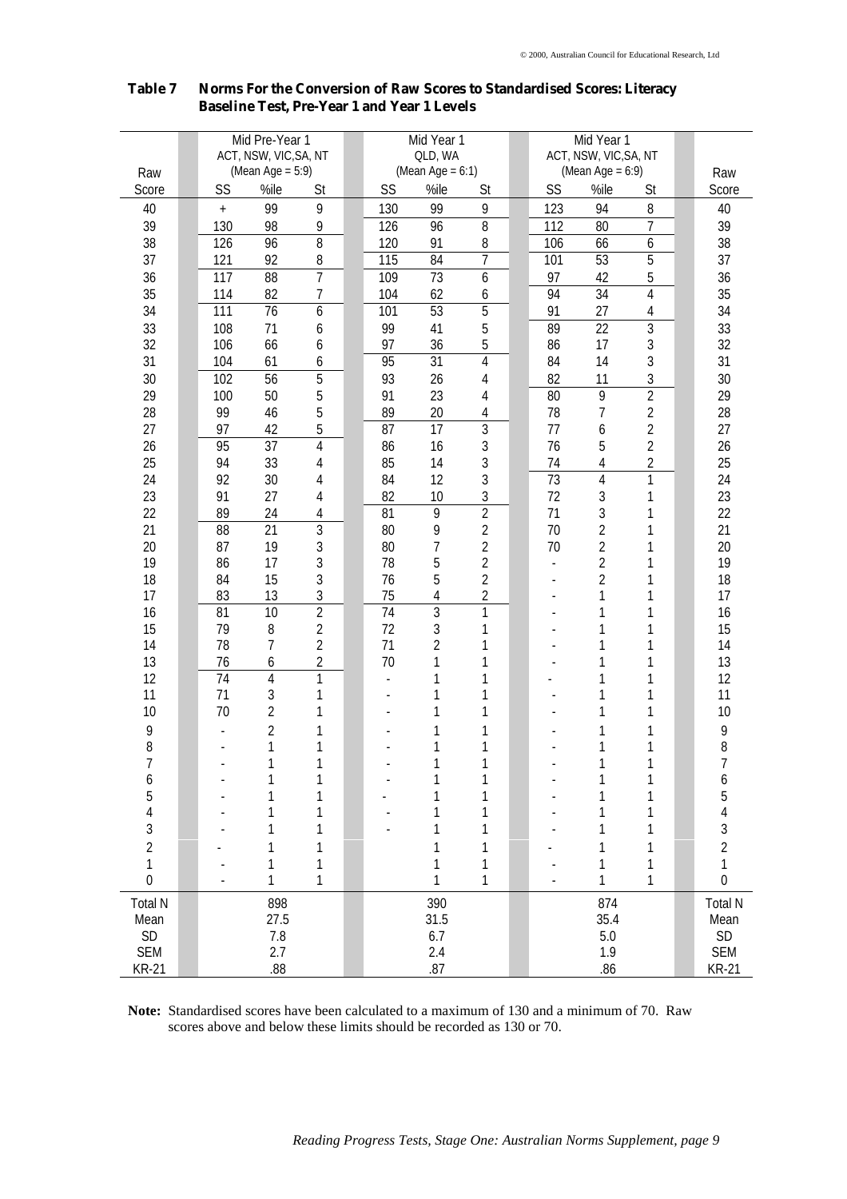**Table 7 Norms For the Conversion of Raw Scores to Standardised Scores: Literacy Baseline Test, Pre-Year 1 and Year 1 Levels**

| Raw Score | Mid Pre-Year 1 ACT, NSW, VIC,SA, NT (Mean Age = 5:9) | | | Mid Year 1 QLD, WA (Mean Age = 6:1) | | | Mid Year 1 ACT, NSW, VIC,SA, NT (Mean Age = 6:9) | | | Raw Score |
|---|---|---|---|---|---|---|---|---|---|---|
| | SS | %ile | St | SS | %ile | St | SS | %ile | St | |
| 40 | + | 99 | 9 | 130 | 99 | 9 | 123 | 94 | 8 | 40 |
| 39 | 130 | 98 | 9 | 126 | 96 | 8 | 112 | 80 | 7 | 39 |
| 38 | 126 | 96 | 8 | 120 | 91 | 8 | 106 | 66 | 6 | 38 |
| 37 | 121 | 92 | 8 | 115 | 84 | 7 | 101 | 53 | 5 | 37 |
| 36 | 117 | 88 | 7 | 109 | 73 | 6 | 97 | 42 | 5 | 36 |
| 35 | 114 | 82 | 7 | 104 | 62 | 6 | 94 | 34 | 4 | 35 |
| 34 | 111 | 76 | 6 | 101 | 53 | 5 | 91 | 27 | 4 | 34 |
| 33 | 108 | 71 | 6 | 99 | 41 | 5 | 89 | 22 | 3 | 33 |
| 32 | 106 | 66 | 6 | 97 | 36 | 5 | 86 | 17 | 3 | 32 |
| 31 | 104 | 61 | 6 | 95 | 31 | 4 | 84 | 14 | 3 | 31 |
| 30 | 102 | 56 | 5 | 93 | 26 | 4 | 82 | 11 | 3 | 30 |
| 29 | 100 | 50 | 5 | 91 | 23 | 4 | 80 | 9 | 2 | 29 |
| 28 | 99 | 46 | 5 | 89 | 20 | 4 | 78 | 7 | 2 | 28 |
| 27 | 97 | 42 | 5 | 87 | 17 | 3 | 77 | 6 | 2 | 27 |
| 26 | 95 | 37 | 4 | 86 | 16 | 3 | 76 | 5 | 2 | 26 |
| 25 | 94 | 33 | 4 | 85 | 14 | 3 | 74 | 4 | 2 | 25 |
| 24 | 92 | 30 | 4 | 84 | 12 | 3 | 73 | 4 | 1 | 24 |
| 23 | 91 | 27 | 4 | 82 | 10 | 3 | 72 | 3 | 1 | 23 |
| 22 | 89 | 24 | 4 | 81 | 9 | 2 | 71 | 3 | 1 | 22 |
| 21 | 88 | 21 | 3 | 80 | 9 | 2 | 70 | 2 | 1 | 21 |
| 20 | 87 | 19 | 3 | 80 | 7 | 2 | 70 | 2 | 1 | 20 |
| 19 | 86 | 17 | 3 | 78 | 5 | 2 | - | 2 | 1 | 19 |
| 18 | 84 | 15 | 3 | 76 | 5 | 2 | - | 2 | 1 | 18 |
| 17 | 83 | 13 | 3 | 75 | 4 | 2 | - | 1 | 1 | 17 |
| 16 | 81 | 10 | 2 | 74 | 3 | 1 | - | 1 | 1 | 16 |
| 15 | 79 | 8 | 2 | 72 | 3 | 1 | - | 1 | 1 | 15 |
| 14 | 78 | 7 | 2 | 71 | 2 | 1 | - | 1 | 1 | 14 |
| 13 | 76 | 6 | 2 | 70 | 1 | 1 | - | 1 | 1 | 13 |
| 12 | 74 | 4 | 1 | - | 1 | 1 | - | 1 | 1 | 12 |
| 11 | 71 | 3 | 1 | - | 1 | 1 | - | 1 | 1 | 11 |
| 10 | 70 | 2 | 1 | - | 1 | 1 | - | 1 | 1 | 10 |
| 9 | - | 2 | 1 | - | 1 | 1 | - | 1 | 1 | 9 |
| 8 | - | 1 | 1 | - | 1 | 1 | - | 1 | 1 | 8 |
| 7 | - | 1 | 1 | - | 1 | 1 | - | 1 | 1 | 7 |
| 6 | - | 1 | 1 | - | 1 | 1 | - | 1 | 1 | 6 |
| 5 | - | 1 | 1 | - | 1 | 1 | - | 1 | 1 | 5 |
| 4 | - | 1 | 1 | - | 1 | 1 | - | 1 | 1 | 4 |
| 3 | - | 1 | 1 | - | 1 | 1 | - | 1 | 1 | 3 |
| 2 | - | 1 | 1 | | 1 | 1 | - | 1 | 1 | 2 |
| 1 | - | 1 | 1 | | 1 | 1 | - | 1 | 1 | 1 |
| 0 | - | 1 | 1 | | 1 | 1 | - | 1 | 1 | 0 |
| Total N | | 898 | | | 390 | | | 874 | | Total N |
| Mean | | 27.5 | | | 31.5 | | | 35.4 | | Mean |
| SD | | 7.8 | | | 6.7 | | | 5.0 | | SD |
| SEM | | 2.7 | | | 2.4 | | | 1.9 | | SEM |
| KR-21 | | .88 | | | .87 | | | .86 | | KR-21 |

**Note:** Standardised scores have been calculated to a maximum of 130 and a minimum of 70. Raw scores above and below these limits should be recorded as 130 or 70.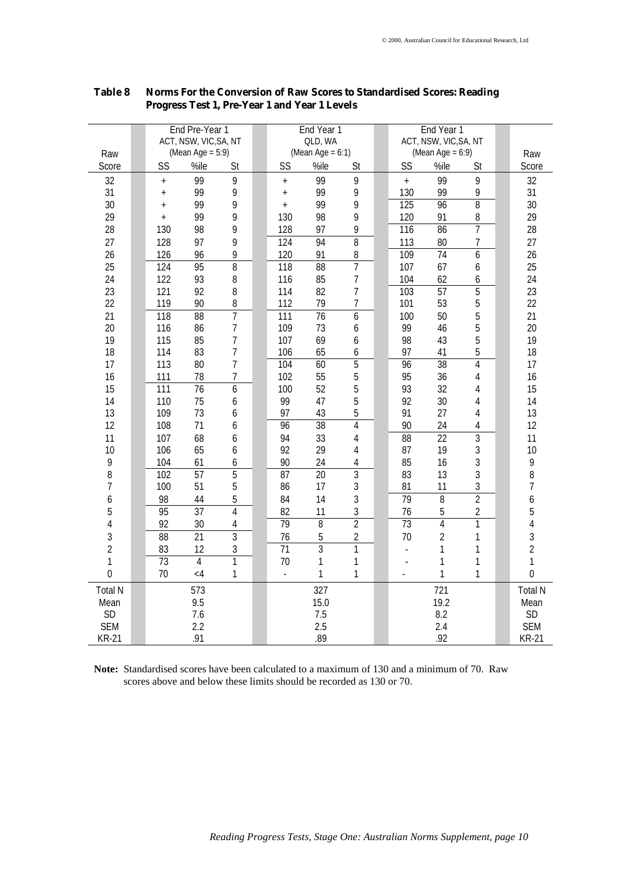**Table 8 Norms For the Conversion of Raw Scores to Standardised Scores: Reading Progress Test 1, Pre-Year 1 and Year 1 Levels**

| Raw | End Pre-Year 1 ACT, NSW, VIC,SA, NT (Mean Age = 5:9) | | | End Year 1 QLD, WA (Mean Age = 6:1) | | | End Year 1 ACT, NSW, VIC,SA, NT (Mean Age = 6:9) | | | Raw |
|---|---|---|---|---|---|---|---|---|---|---|
| Score | SS | %ile | St | SS | %ile | St | SS | %ile | St | Score |
| 32 | + | 99 | 9 | + | 99 | 9 | + | 99 | 9 | 32 |
| 31 | + | 99 | 9 | + | 99 | 9 | 130 | 99 | 9 | 31 |
| 30 | + | 99 | 9 | + | 99 | 9 | 125 | 96 | 8 | 30 |
| 29 | + | 99 | 9 | 130 | 98 | 9 | 120 | 91 | 8 | 29 |
| 28 | 130 | 98 | 9 | 128 | 97 | 9 | 116 | 86 | 7 | 28 |
| 27 | 128 | 97 | 9 | 124 | 94 | 8 | 113 | 80 | 7 | 27 |
| 26 | 126 | 96 | 9 | 120 | 91 | 8 | 109 | 74 | 6 | 26 |
| 25 | 124 | 95 | 8 | 118 | 88 | 7 | 107 | 67 | 6 | 25 |
| 24 | 122 | 93 | 8 | 116 | 85 | 7 | 104 | 62 | 6 | 24 |
| 23 | 121 | 92 | 8 | 114 | 82 | 7 | 103 | 57 | 5 | 23 |
| 22 | 119 | 90 | 8 | 112 | 79 | 7 | 101 | 53 | 5 | 22 |
| 21 | 118 | 88 | 7 | 111 | 76 | 6 | 100 | 50 | 5 | 21 |
| 20 | 116 | 86 | 7 | 109 | 73 | 6 | 99 | 46 | 5 | 20 |
| 19 | 115 | 85 | 7 | 107 | 69 | 6 | 98 | 43 | 5 | 19 |
| 18 | 114 | 83 | 7 | 106 | 65 | 6 | 97 | 41 | 5 | 18 |
| 17 | 113 | 80 | 7 | 104 | 60 | 5 | 96 | 38 | 4 | 17 |
| 16 | 111 | 78 | 7 | 102 | 55 | 5 | 95 | 36 | 4 | 16 |
| 15 | 111 | 76 | 6 | 100 | 52 | 5 | 93 | 32 | 4 | 15 |
| 14 | 110 | 75 | 6 | 99 | 47 | 5 | 92 | 30 | 4 | 14 |
| 13 | 109 | 73 | 6 | 97 | 43 | 5 | 91 | 27 | 4 | 13 |
| 12 | 108 | 71 | 6 | 96 | 38 | 4 | 90 | 24 | 4 | 12 |
| 11 | 107 | 68 | 6 | 94 | 33 | 4 | 88 | 22 | 3 | 11 |
| 10 | 106 | 65 | 6 | 92 | 29 | 4 | 87 | 19 | 3 | 10 |
| 9 | 104 | 61 | 6 | 90 | 24 | 4 | 85 | 16 | 3 | 9 |
| 8 | 102 | 57 | 5 | 87 | 20 | 3 | 83 | 13 | 3 | 8 |
| 7 | 100 | 51 | 5 | 86 | 17 | 3 | 81 | 11 | 3 | 7 |
| 6 | 98 | 44 | 5 | 84 | 14 | 3 | 79 | 8 | 2 | 6 |
| 5 | 95 | 37 | 4 | 82 | 11 | 3 | 76 | 5 | 2 | 5 |
| 4 | 92 | 30 | 4 | 79 | 8 | 2 | 73 | 4 | 1 | 4 |
| 3 | 88 | 21 | 3 | 76 | 5 | 2 | 70 | 2 | 1 | 3 |
| 2 | 83 | 12 | 3 | 71 | 3 | 1 | - | 1 | 1 | 2 |
| 1 | 73 | 4 | 1 | 70 | 1 | 1 | - | 1 | 1 | 1 |
| 0 | 70 | <4 | 1 | - | 1 | 1 | - | 1 | 1 | 0 |
| Total N | | 573 | | | 327 | | | 721 | | Total N |
| Mean | | 9.5 | | | 15.0 | | | 19.2 | | Mean |
| SD | | 7.6 | | | 7.5 | | | 8.2 | | SD |
| SEM | | 2.2 | | | 2.5 | | | 2.4 | | SEM |
| KR-21 | | .91 | | | .89 | | | .92 | | KR-21 |

**Note:** Standardised scores have been calculated to a maximum of 130 and a minimum of 70. Raw scores above and below these limits should be recorded as 130 or 70.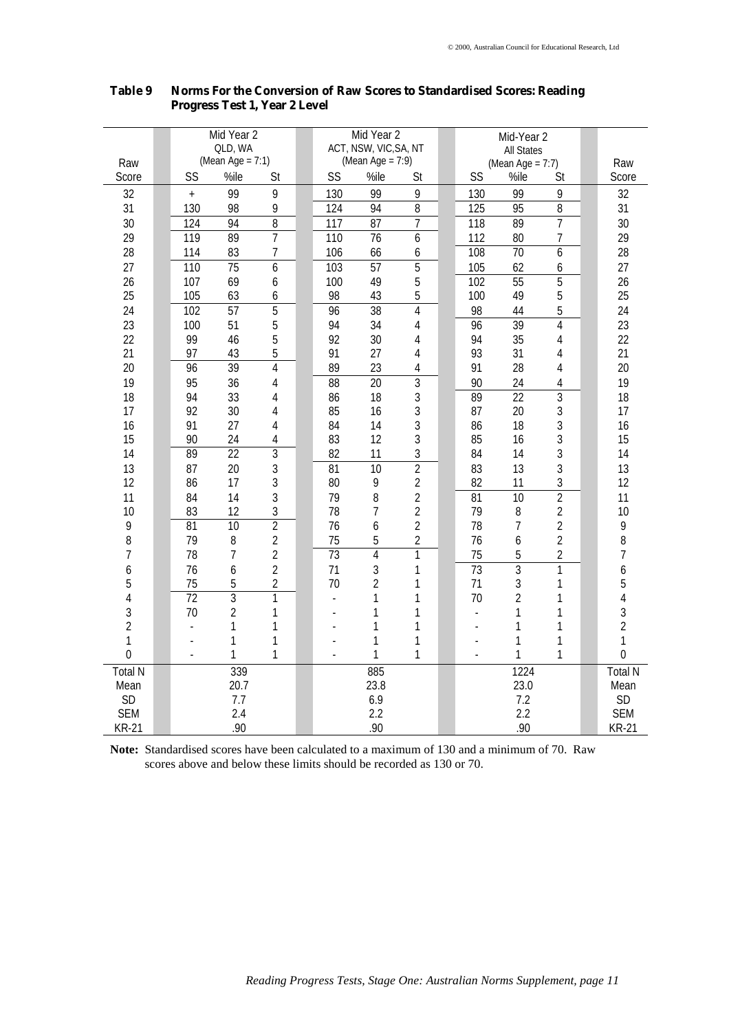**Table 9 Norms For the Conversion of Raw Scores to Standardised Scores: Reading Progress Test 1, Year 2 Level**

| Raw | Mid Year 2 QLD, WA (Mean Age = 7:1) | | | Mid Year 2 ACT, NSW, VIC,SA, NT (Mean Age = 7:9) | | | Mid-Year 2 All States (Mean Age = 7:7) | | | Raw |
|---|---|---|---|---|---|---|---|---|---|---|
| Score | SS | %ile | St | SS | %ile | St | SS | %ile | St | Score |
| 32 | + | 99 | 9 | 130 | 99 | 9 | 130 | 99 | 9 | 32 |
| 31 | 130 | 98 | 9 | 124 | 94 | 8 | 125 | 95 | 8 | 31 |
| 30 | 124 | 94 | 8 | 117 | 87 | 7 | 118 | 89 | 7 | 30 |
| 29 | 119 | 89 | 7 | 110 | 76 | 6 | 112 | 80 | 7 | 29 |
| 28 | 114 | 83 | 7 | 106 | 66 | 6 | 108 | 70 | 6 | 28 |
| 27 | 110 | 75 | 6 | 103 | 57 | 5 | 105 | 62 | 6 | 27 |
| 26 | 107 | 69 | 6 | 100 | 49 | 5 | 102 | 55 | 5 | 26 |
| 25 | 105 | 63 | 6 | 98 | 43 | 5 | 100 | 49 | 5 | 25 |
| 24 | 102 | 57 | 5 | 96 | 38 | 4 | 98 | 44 | 5 | 24 |
| 23 | 100 | 51 | 5 | 94 | 34 | 4 | 96 | 39 | 4 | 23 |
| 22 | 99 | 46 | 5 | 92 | 30 | 4 | 94 | 35 | 4 | 22 |
| 21 | 97 | 43 | 5 | 91 | 27 | 4 | 93 | 31 | 4 | 21 |
| 20 | 96 | 39 | 4 | 89 | 23 | 4 | 91 | 28 | 4 | 20 |
| 19 | 95 | 36 | 4 | 88 | 20 | 3 | 90 | 24 | 4 | 19 |
| 18 | 94 | 33 | 4 | 86 | 18 | 3 | 89 | 22 | 3 | 18 |
| 17 | 92 | 30 | 4 | 85 | 16 | 3 | 87 | 20 | 3 | 17 |
| 16 | 91 | 27 | 4 | 84 | 14 | 3 | 86 | 18 | 3 | 16 |
| 15 | 90 | 24 | 4 | 83 | 12 | 3 | 85 | 16 | 3 | 15 |
| 14 | 89 | 22 | 3 | 82 | 11 | 3 | 84 | 14 | 3 | 14 |
| 13 | 87 | 20 | 3 | 81 | 10 | 2 | 83 | 13 | 3 | 13 |
| 12 | 86 | 17 | 3 | 80 | 9 | 2 | 82 | 11 | 3 | 12 |
| 11 | 84 | 14 | 3 | 79 | 8 | 2 | 81 | 10 | 2 | 11 |
| 10 | 83 | 12 | 3 | 78 | 7 | 2 | 79 | 8 | 2 | 10 |
| 9 | 81 | 10 | 2 | 76 | 6 | 2 | 78 | 7 | 2 | 9 |
| 8 | 79 | 8 | 2 | 75 | 5 | 2 | 76 | 6 | 2 | 8 |
| 7 | 78 | 7 | 2 | 73 | 4 | 1 | 75 | 5 | 2 | 7 |
| 6 | 76 | 6 | 2 | 71 | 3 | 1 | 73 | 3 | 1 | 6 |
| 5 | 75 | 5 | 2 | 70 | 2 | 1 | 71 | 3 | 1 | 5 |
| 4 | 72 | 3 | 1 | - | 1 | 1 | 70 | 2 | 1 | 4 |
| 3 | 70 | 2 | 1 | - | 1 | 1 | - | 1 | 1 | 3 |
| 2 | - | 1 | 1 | - | 1 | 1 | - | 1 | 1 | 2 |
| 1 | - | 1 | 1 | - | 1 | 1 | - | 1 | 1 | 1 |
| 0 | - | 1 | 1 | - | 1 | 1 | - | 1 | 1 | 0 |
| Total N | | 339 | | | 885 | | | 1224 | | Total N |
| Mean | | 20.7 | | | 23.8 | | | 23.0 | | Mean |
| SD | | 7.7 | | | 6.9 | | | 7.2 | | SD |
| SEM | | 2.4 | | | 2.2 | | | 2.2 | | SEM |
| KR-21 | | .90 | | | .90 | | | .90 | | KR-21 |

**Note:** Standardised scores have been calculated to a maximum of 130 and a minimum of 70. Raw scores above and below these limits should be recorded as 130 or 70.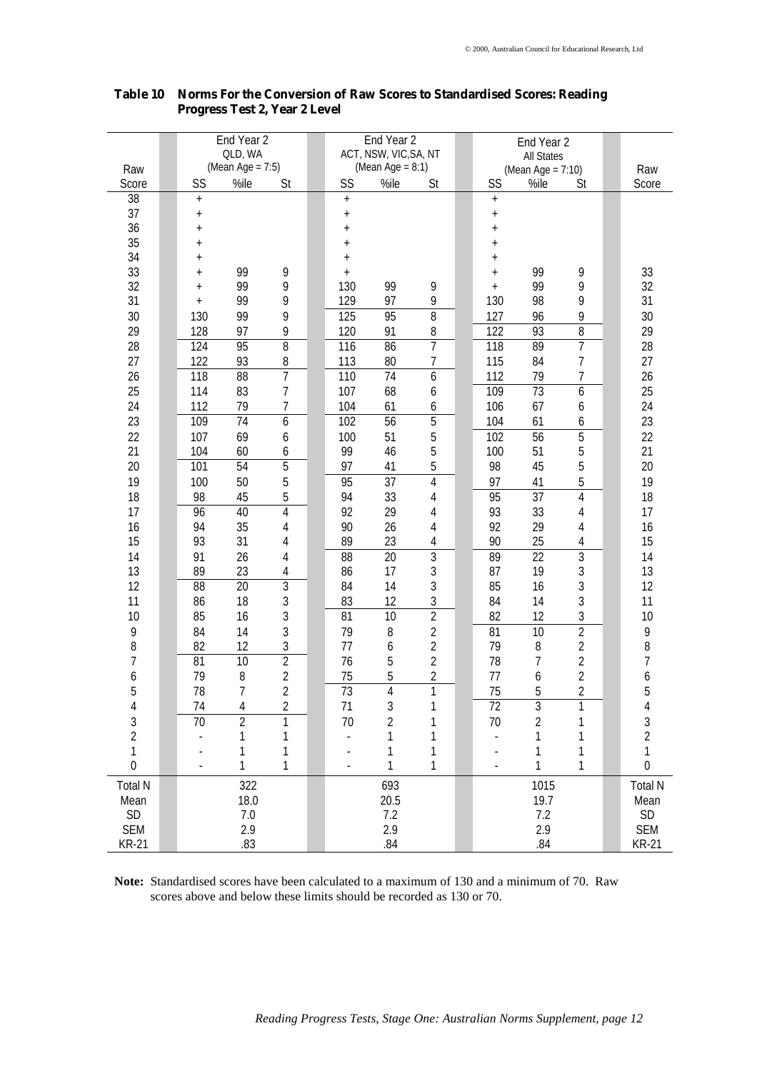**Table 10 Norms For the Conversion of Raw Scores to Standardised Scores: Reading Progress Test 2, Year 2 Level**

| Raw | End Year 2 QLD, WA (Mean Age = 7:5) | | | End Year 2 ACT, NSW, VIC,SA, NT (Mean Age = 8:1) | | | End Year 2 All States (Mean Age = 7:10) | | | Raw |
|---|---|---|---|---|---|---|---|---|---|---|
| Score | SS | %ile | St | SS | %ile | St | SS | %ile | St | Score |
| 38 | + | | | + | | | + | | | |
| 37 | + | | | + | | | + | | | |
| 36 | + | | | + | | | + | | | |
| 35 | + | | | + | | | + | | | |
| 34 | + | | | + | | | + | | | |
| 33 | + | 99 | 9 | + | | | + | 99 | 9 | 33 |
| 32 | + | 99 | 9 | 130 | 99 | 9 | + | 99 | 9 | 32 |
| 31 | + | 99 | 9 | 129 | 97 | 9 | 130 | 98 | 9 | 31 |
| 30 | 130 | 99 | 9 | 125 | 95 | 8 | 127 | 96 | 9 | 30 |
| 29 | 128 | 97 | 9 | 120 | 91 | 8 | 122 | 93 | 8 | 29 |
| 28 | 124 | 95 | 8 | 116 | 86 | 7 | 118 | 89 | 7 | 28 |
| 27 | 122 | 93 | 8 | 113 | 80 | 7 | 115 | 84 | 7 | 27 |
| 26 | 118 | 88 | 7 | 110 | 74 | 6 | 112 | 79 | 7 | 26 |
| 25 | 114 | 83 | 7 | 107 | 68 | 6 | 109 | 73 | 6 | 25 |
| 24 | 112 | 79 | 7 | 104 | 61 | 6 | 106 | 67 | 6 | 24 |
| 23 | 109 | 74 | 6 | 102 | 56 | 5 | 104 | 61 | 6 | 23 |
| 22 | 107 | 69 | 6 | 100 | 51 | 5 | 102 | 56 | 5 | 22 |
| 21 | 104 | 60 | 6 | 99 | 46 | 5 | 100 | 51 | 5 | 21 |
| 20 | 101 | 54 | 5 | 97 | 41 | 5 | 98 | 45 | 5 | 20 |
| 19 | 100 | 50 | 5 | 95 | 37 | 4 | 97 | 41 | 5 | 19 |
| 18 | 98 | 45 | 5 | 94 | 33 | 4 | 95 | 37 | 4 | 18 |
| 17 | 96 | 40 | 4 | 92 | 29 | 4 | 93 | 33 | 4 | 17 |
| 16 | 94 | 35 | 4 | 90 | 26 | 4 | 92 | 29 | 4 | 16 |
| 15 | 93 | 31 | 4 | 89 | 23 | 4 | 90 | 25 | 4 | 15 |
| 14 | 91 | 26 | 4 | 88 | 20 | 3 | 89 | 22 | 3 | 14 |
| 13 | 89 | 23 | 4 | 86 | 17 | 3 | 87 | 19 | 3 | 13 |
| 12 | 88 | 20 | 3 | 84 | 14 | 3 | 85 | 16 | 3 | 12 |
| 11 | 86 | 18 | 3 | 83 | 12 | 3 | 84 | 14 | 3 | 11 |
| 10 | 85 | 16 | 3 | 81 | 10 | 2 | 82 | 12 | 3 | 10 |
| 9 | 84 | 14 | 3 | 79 | 8 | 2 | 81 | 10 | 2 | 9 |
| 8 | 82 | 12 | 3 | 77 | 6 | 2 | 79 | 8 | 2 | 8 |
| 7 | 81 | 10 | 2 | 76 | 5 | 2 | 78 | 7 | 2 | 7 |
| 6 | 79 | 8 | 2 | 75 | 5 | 2 | 77 | 6 | 2 | 6 |
| 5 | 78 | 7 | 2 | 73 | 4 | 1 | 75 | 5 | 2 | 5 |
| 4 | 74 | 4 | 2 | 71 | 3 | 1 | 72 | 3 | 1 | 4 |
| 3 | 70 | 2 | 1 | 70 | 2 | 1 | 70 | 2 | 1 | 3 |
| 2 | - | 1 | 1 | - | 1 | 1 | - | 1 | 1 | 2 |
| 1 | - | 1 | 1 | - | 1 | 1 | - | 1 | 1 | 1 |
| 0 | - | 1 | 1 | - | 1 | 1 | - | 1 | 1 | 0 |
| Total N | | 322 | | | 693 | | | 1015 | | Total N |
| Mean | | 18.0 | | | 20.5 | | | 19.7 | | Mean |
| SD | | 7.0 | | | 7.2 | | | 7.2 | | SD |
| SEM | | 2.9 | | | 2.9 | | | 2.9 | | SEM |
| KR-21 | | .83 | | | .84 | | | .84 | | KR-21 |

**Note:** Standardised scores have been calculated to a maximum of 130 and a minimum of 70. Raw scores above and below these limits should be recorded as 130 or 70.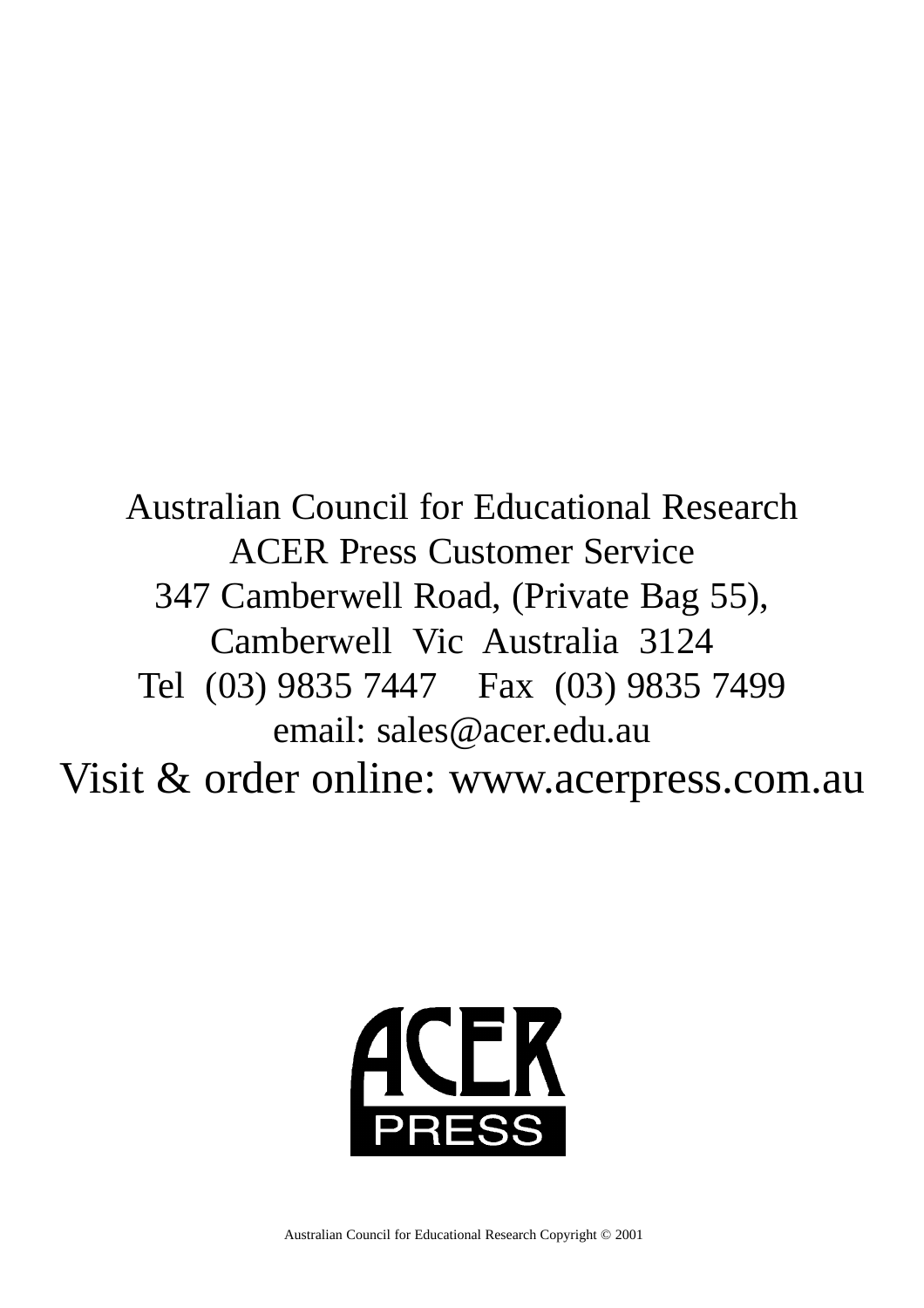Australian Council for Educational Research
ACER Press Customer Service
347 Camberwell Road, (Private Bag 55),
Camberwell Vic Australia 3124
Tel (03) 9835 7447 Fax (03) 9835 7499
email: sales@acer.edu.au
Visit & order online: www.acerpress.com.au

ACER
PRESS

Australian Council for Educational Research Copyright © 2001